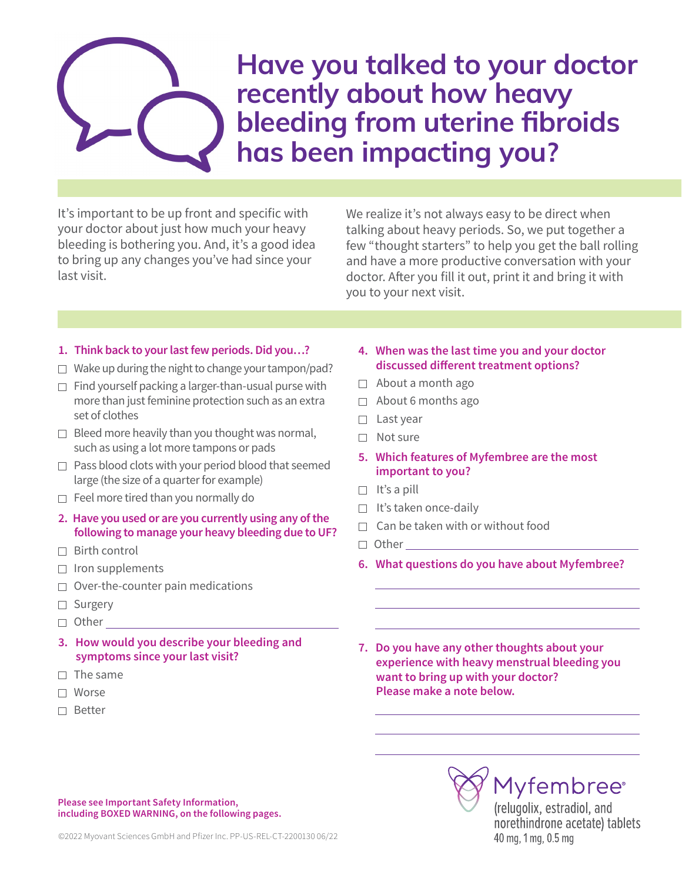# Have you talked to your doctor recently about how heavy bleeding from uterine fibroids has been impacting you?

It's important to be up front and specific with your doctor about just how much your heavy bleeding is bothering you. And, it's a good idea to bring up any changes you've had since your last visit.

We realize it's not always easy to be direct when talking about heavy periods. So, we put together a few "thought starters" to help you get the ball rolling and have a more productive conversation with your doctor. After you fill it out, print it and bring it with you to your next visit.

**1. Think back to your last few periods. Did you…?**

- ☐ Wake up during the night to change your tampon/pad?
- ☐ Find yourself packing a larger-than-usual purse with more than just feminine protection such as an extra set of clothes
- ☐ Bleed more heavily than you thought was normal, such as using a lot more tampons or pads
- ☐ Pass blood clots with your period blood that seemed large (the size of a quarter for example)
- ☐ Feel more tired than you normally do

**2. Have you used or are you currently using any of the following to manage your heavy bleeding due to UF?**

- ☐ Birth control
- ☐ Iron supplements
- ☐ Over-the-counter pain medications
- ☐ Surgery
- ☐ Other ____________________

**3. How would you describe your bleeding and symptoms since your last visit?**

- ☐ The same
- ☐ Worse
- ☐ Better

**4. When was the last time you and your doctor discussed different treatment options?**

- ☐ About a month ago
- ☐ About 6 months ago
- ☐ Last year
- ☐ Not sure

**5. Which features of Myfembree are the most important to you?**

- ☐ It's a pill
- ☐ It's taken once-daily
- ☐ Can be taken with or without food
- ☐ Other ____________________

**6. What questions do you have about Myfembree?**

____________________

____________________

____________________

**7. Do you have any other thoughts about your experience with heavy menstrual bleeding you want to bring up with your doctor? Please make a note below.**

____________________

____________________

____________________

**Please see Important Safety Information, including BOXED WARNING, on the following pages.**

©2022 Myovant Sciences GmbH and Pfizer Inc. PP-US-REL-CT-2200130 06/22

Myfembree®
(relugolix, estradiol, and norethindrone acetate) tablets
40 mg, 1 mg, 0.5 mg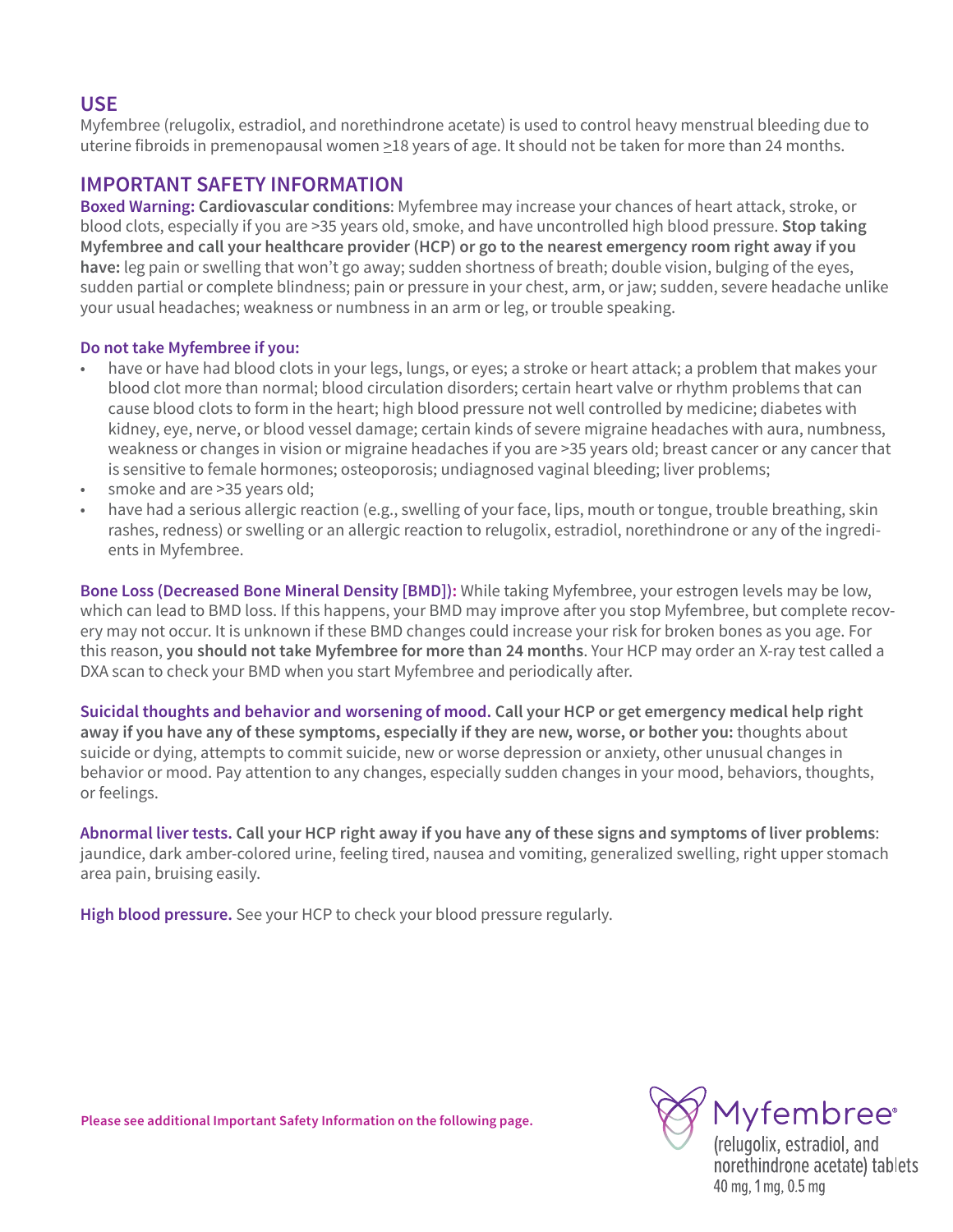## USE

Myfembree (relugolix, estradiol, and norethindrone acetate) is used to control heavy menstrual bleeding due to uterine fibroids in premenopausal women ≥18 years of age. It should not be taken for more than 24 months.

## IMPORTANT SAFETY INFORMATION

**Boxed Warning: Cardiovascular conditions**: Myfembree may increase your chances of heart attack, stroke, or blood clots, especially if you are >35 years old, smoke, and have uncontrolled high blood pressure. **Stop taking Myfembree and call your healthcare provider (HCP) or go to the nearest emergency room right away if you have:** leg pain or swelling that won't go away; sudden shortness of breath; double vision, bulging of the eyes, sudden partial or complete blindness; pain or pressure in your chest, arm, or jaw; sudden, severe headache unlike your usual headaches; weakness or numbness in an arm or leg, or trouble speaking.

**Do not take Myfembree if you:**

- have or have had blood clots in your legs, lungs, or eyes; a stroke or heart attack; a problem that makes your blood clot more than normal; blood circulation disorders; certain heart valve or rhythm problems that can cause blood clots to form in the heart; high blood pressure not well controlled by medicine; diabetes with kidney, eye, nerve, or blood vessel damage; certain kinds of severe migraine headaches with aura, numbness, weakness or changes in vision or migraine headaches if you are >35 years old; breast cancer or any cancer that is sensitive to female hormones; osteoporosis; undiagnosed vaginal bleeding; liver problems;
- smoke and are >35 years old;
- have had a serious allergic reaction (e.g., swelling of your face, lips, mouth or tongue, trouble breathing, skin rashes, redness) or swelling or an allergic reaction to relugolix, estradiol, norethindrone or any of the ingredients in Myfembree.

**Bone Loss (Decreased Bone Mineral Density [BMD]):** While taking Myfembree, your estrogen levels may be low, which can lead to BMD loss. If this happens, your BMD may improve after you stop Myfembree, but complete recovery may not occur. It is unknown if these BMD changes could increase your risk for broken bones as you age. For this reason, **you should not take Myfembree for more than 24 months**. Your HCP may order an X-ray test called a DXA scan to check your BMD when you start Myfembree and periodically after.

**Suicidal thoughts and behavior and worsening of mood. Call your HCP or get emergency medical help right away if you have any of these symptoms, especially if they are new, worse, or bother you:** thoughts about suicide or dying, attempts to commit suicide, new or worse depression or anxiety, other unusual changes in behavior or mood. Pay attention to any changes, especially sudden changes in your mood, behaviors, thoughts, or feelings.

**Abnormal liver tests. Call your HCP right away if you have any of these signs and symptoms of liver problems**: jaundice, dark amber-colored urine, feeling tired, nausea and vomiting, generalized swelling, right upper stomach area pain, bruising easily.

**High blood pressure.** See your HCP to check your blood pressure regularly.

**Please see additional Important Safety Information on the following page.**

Myfembree® (relugolix, estradiol, and norethindrone acetate) tablets 40 mg, 1 mg, 0.5 mg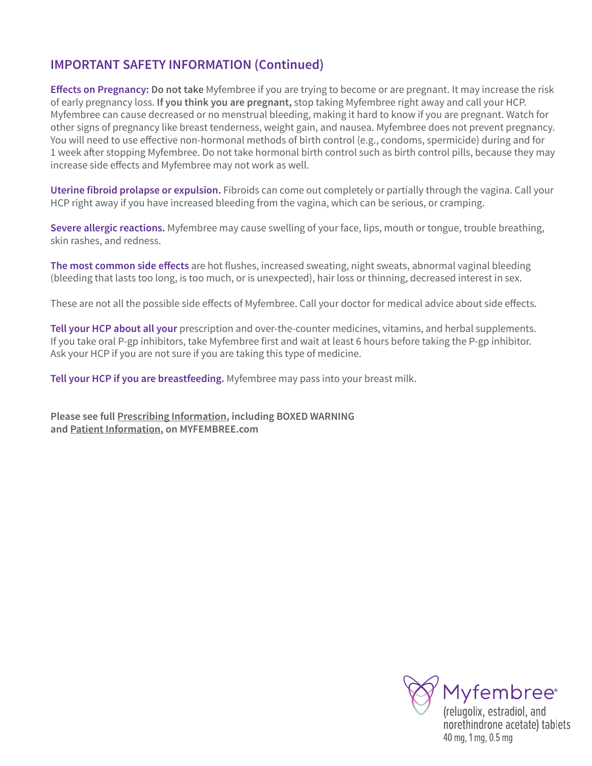## IMPORTANT SAFETY INFORMATION (Continued)

**Effects on Pregnancy: Do not take** Myfembree if you are trying to become or are pregnant. It may increase the risk of early pregnancy loss. **If you think you are pregnant,** stop taking Myfembree right away and call your HCP. Myfembree can cause decreased or no menstrual bleeding, making it hard to know if you are pregnant. Watch for other signs of pregnancy like breast tenderness, weight gain, and nausea. Myfembree does not prevent pregnancy. You will need to use effective non-hormonal methods of birth control (e.g., condoms, spermicide) during and for 1 week after stopping Myfembree. Do not take hormonal birth control such as birth control pills, because they may increase side effects and Myfembree may not work as well.

**Uterine fibroid prolapse or expulsion.** Fibroids can come out completely or partially through the vagina. Call your HCP right away if you have increased bleeding from the vagina, which can be serious, or cramping.

**Severe allergic reactions.** Myfembree may cause swelling of your face, lips, mouth or tongue, trouble breathing, skin rashes, and redness.

**The most common side effects** are hot flushes, increased sweating, night sweats, abnormal vaginal bleeding (bleeding that lasts too long, is too much, or is unexpected), hair loss or thinning, decreased interest in sex.

These are not all the possible side effects of Myfembree. Call your doctor for medical advice about side effects.

**Tell your HCP about all your** prescription and over-the-counter medicines, vitamins, and herbal supplements. If you take oral P-gp inhibitors, take Myfembree first and wait at least 6 hours before taking the P-gp inhibitor. Ask your HCP if you are not sure if you are taking this type of medicine.

**Tell your HCP if you are breastfeeding.** Myfembree may pass into your breast milk.

**Please see full Prescribing Information, including BOXED WARNING and Patient Information, on MYFEMBREE.com**

Myfembree®
(relugolix, estradiol, and norethindrone acetate) tablets
40 mg, 1 mg, 0.5 mg